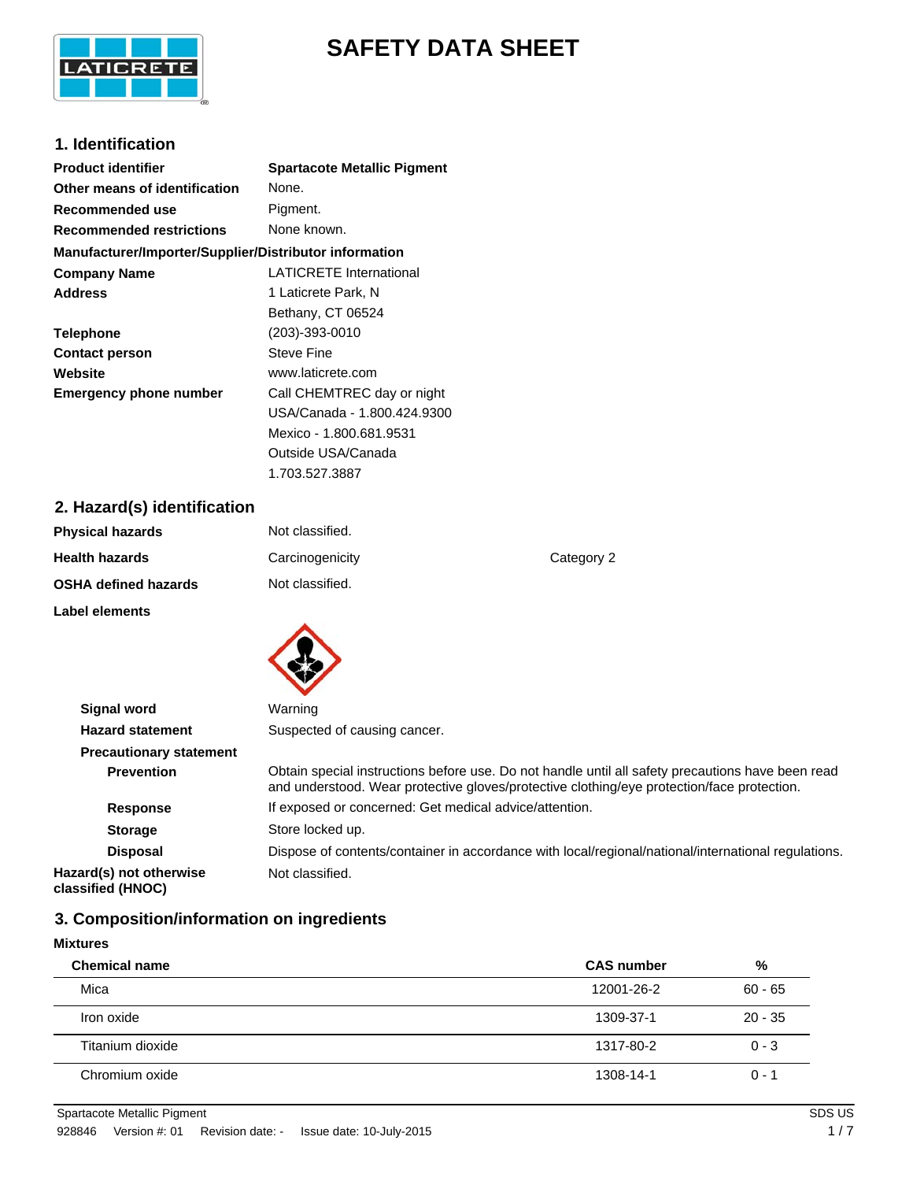# SAFETY DATA SHEET

## 1. Identification

| | |
|---|---|
| **Product identifier** | **Spartacote Metallic Pigment** |
| **Other means of identification** | None. |
| **Recommended use** | Pigment. |
| **Recommended restrictions** | None known. |

**Manufacturer/Importer/Supplier/Distributor information**

| | |
|---|---|
| **Company Name** | LATICRETE International |
| **Address** | 1 Laticrete Park, N<br>Bethany, CT 06524 |
| **Telephone** | (203)-393-0010 |
| **Contact person** | Steve Fine |
| **Website** | www.laticrete.com |
| **Emergency phone number** | Call CHEMTREC day or night<br>USA/Canada - 1.800.424.9300<br>Mexico - 1.800.681.9531<br>Outside USA/Canada<br>1.703.527.3887 |

## 2. Hazard(s) identification

| | | |
|---|---|---|
| **Physical hazards** | Not classified. | |
| **Health hazards** | Carcinogenicity | Category 2 |
| **OSHA defined hazards** | Not classified. | |

**Label elements**

| | |
|---|---|
| **Signal word** | Warning |
| **Hazard statement** | Suspected of causing cancer. |

**Precautionary statement**

| | |
|---|---|
| **Prevention** | Obtain special instructions before use. Do not handle until all safety precautions have been read and understood. Wear protective gloves/protective clothing/eye protection/face protection. |
| **Response** | If exposed or concerned: Get medical advice/attention. |
| **Storage** | Store locked up. |
| **Disposal** | Dispose of contents/container in accordance with local/regional/national/international regulations. |
| **Hazard(s) not otherwise classified (HNOC)** | Not classified. |

## 3. Composition/information on ingredients

**Mixtures**

| Chemical name | CAS number | % |
|---|---|---|
| Mica | 12001-26-2 | 60 - 65 |
| Iron oxide | 1309-37-1 | 20 - 35 |
| Titanium dioxide | 1317-80-2 | 0 - 3 |
| Chromium oxide | 1308-14-1 | 0 - 1 |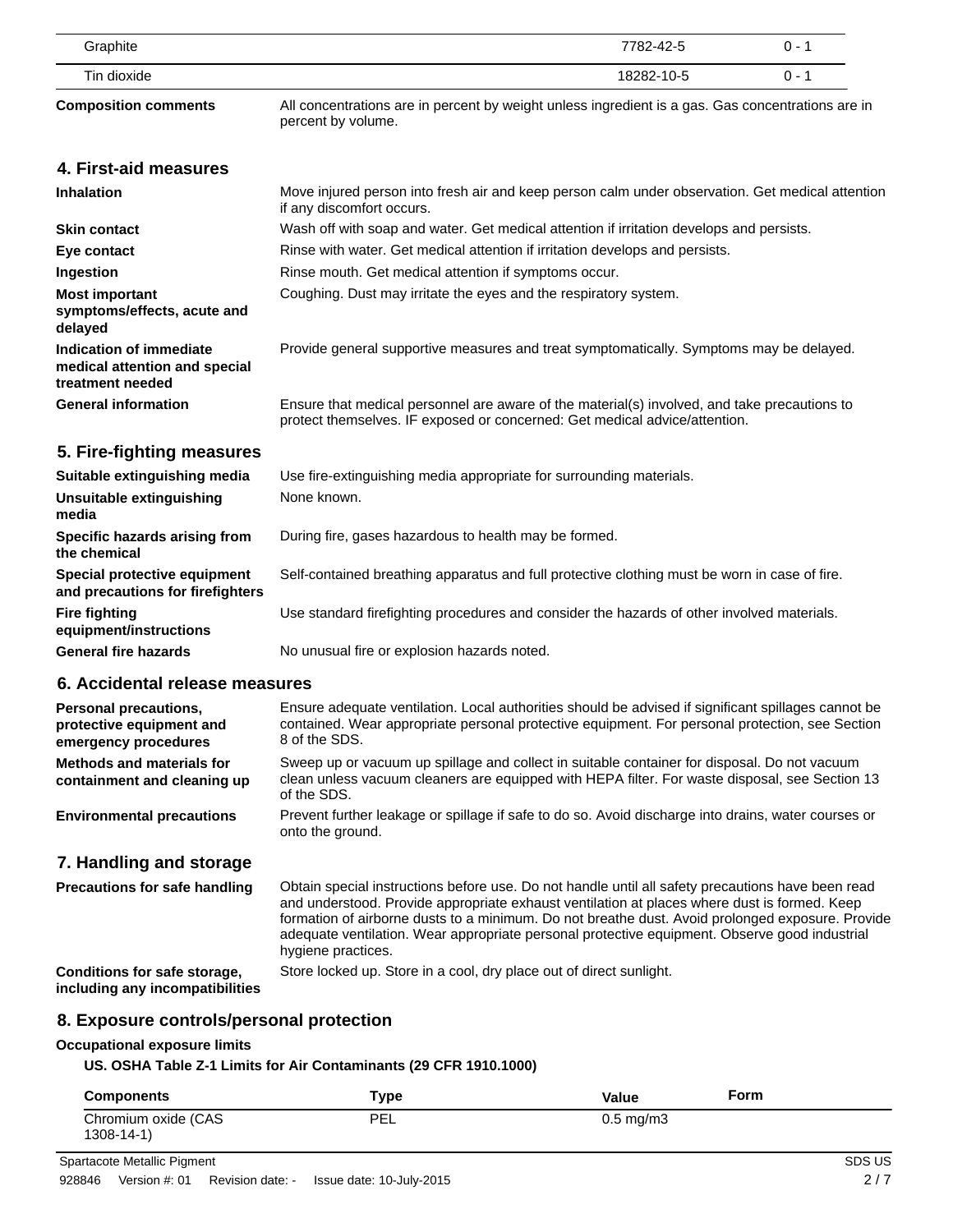| Graphite | | 7782-42-5 | 0 - 1 |
|---|---|---|---|
| Tin dioxide | | 18282-10-5 | 0 - 1 |

**Composition comments** All concentrations are in percent by weight unless ingredient is a gas. Gas concentrations are in percent by volume.

## 4. First-aid measures

**Inhalation** Move injured person into fresh air and keep person calm under observation. Get medical attention if any discomfort occurs.

**Skin contact** Wash off with soap and water. Get medical attention if irritation develops and persists.

**Eye contact** Rinse with water. Get medical attention if irritation develops and persists.

**Ingestion** Rinse mouth. Get medical attention if symptoms occur.

**Most important symptoms/effects, acute and delayed** Coughing. Dust may irritate the eyes and the respiratory system.

**Indication of immediate medical attention and special treatment needed** Provide general supportive measures and treat symptomatically. Symptoms may be delayed.

**General information** Ensure that medical personnel are aware of the material(s) involved, and take precautions to protect themselves. IF exposed or concerned: Get medical advice/attention.

## 5. Fire-fighting measures

**Suitable extinguishing media** Use fire-extinguishing media appropriate for surrounding materials.

**Unsuitable extinguishing media** None known.

**Specific hazards arising from the chemical** During fire, gases hazardous to health may be formed.

**Special protective equipment and precautions for firefighters** Self-contained breathing apparatus and full protective clothing must be worn in case of fire.

**Fire fighting equipment/instructions** Use standard firefighting procedures and consider the hazards of other involved materials.

**General fire hazards** No unusual fire or explosion hazards noted.

## 6. Accidental release measures

**Personal precautions, protective equipment and emergency procedures** Ensure adequate ventilation. Local authorities should be advised if significant spillages cannot be contained. Wear appropriate personal protective equipment. For personal protection, see Section 8 of the SDS.

**Methods and materials for containment and cleaning up** Sweep up or vacuum up spillage and collect in suitable container for disposal. Do not vacuum clean unless vacuum cleaners are equipped with HEPA filter. For waste disposal, see Section 13 of the SDS.

**Environmental precautions** Prevent further leakage or spillage if safe to do so. Avoid discharge into drains, water courses or onto the ground.

## 7. Handling and storage

**Precautions for safe handling** Obtain special instructions before use. Do not handle until all safety precautions have been read and understood. Provide appropriate exhaust ventilation at places where dust is formed. Keep formation of airborne dusts to a minimum. Do not breathe dust. Avoid prolonged exposure. Provide adequate ventilation. Wear appropriate personal protective equipment. Observe good industrial hygiene practices.

**Conditions for safe storage, including any incompatibilities** Store locked up. Store in a cool, dry place out of direct sunlight.

## 8. Exposure controls/personal protection

**Occupational exposure limits**

**US. OSHA Table Z-1 Limits for Air Contaminants (29 CFR 1910.1000)**

| Components | Type | Value | Form |
|---|---|---|---|
| Chromium oxide (CAS 1308-14-1) | PEL | 0.5 mg/m3 | |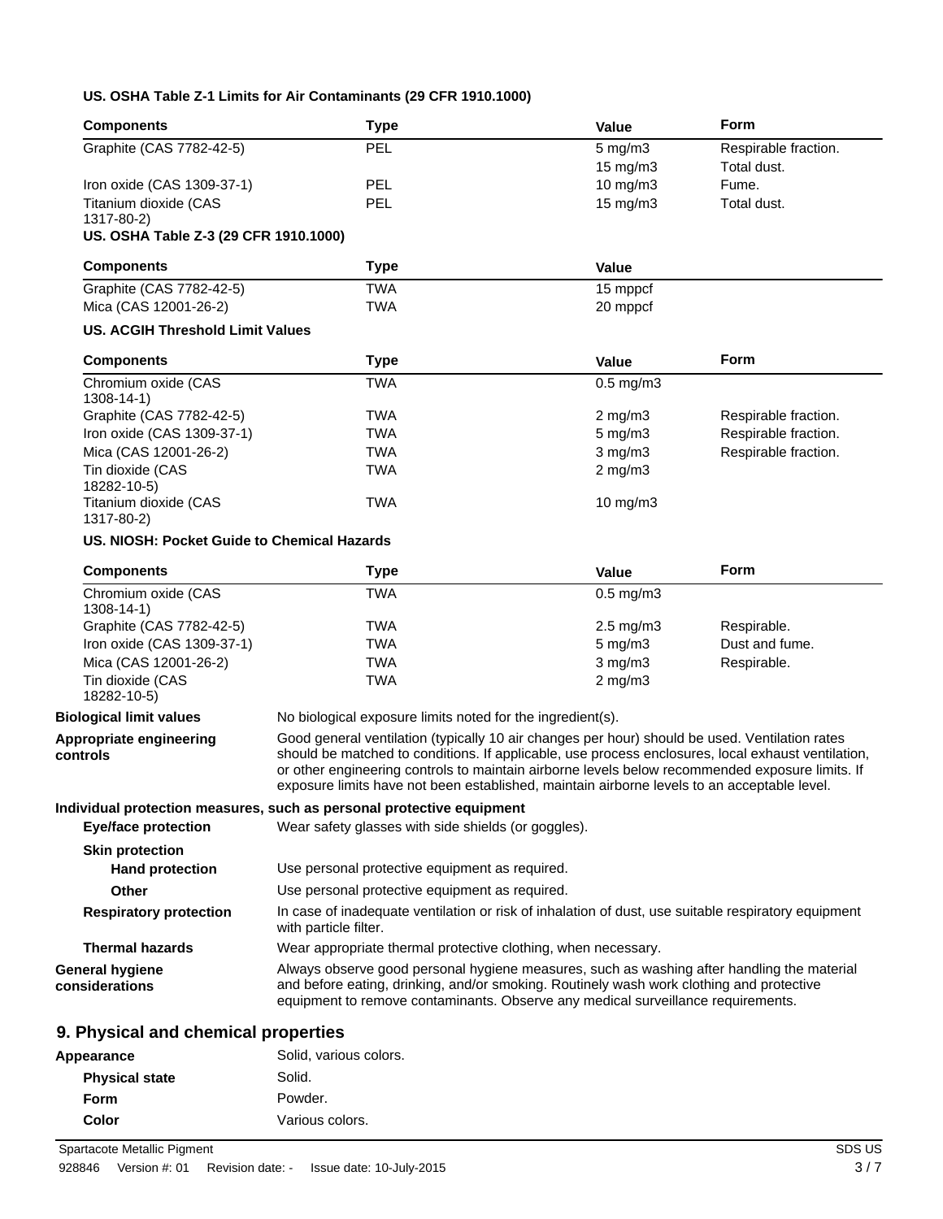**US. OSHA Table Z-1 Limits for Air Contaminants (29 CFR 1910.1000)**

| Components | Type | Value | Form |
|---|---|---|---|
| Graphite (CAS 7782-42-5) | PEL | 5 mg/m3 | Respirable fraction. |
| | | 15 mg/m3 | Total dust. |
| Iron oxide (CAS 1309-37-1) | PEL | 10 mg/m3 | Fume. |
| Titanium dioxide (CAS 1317-80-2) | PEL | 15 mg/m3 | Total dust. |

**US. OSHA Table Z-3 (29 CFR 1910.1000)**

| Components | Type | Value |
|---|---|---|
| Graphite (CAS 7782-42-5) | TWA | 15 mppcf |
| Mica (CAS 12001-26-2) | TWA | 20 mppcf |

**US. ACGIH Threshold Limit Values**

| Components | Type | Value | Form |
|---|---|---|---|
| Chromium oxide (CAS 1308-14-1) | TWA | 0.5 mg/m3 | |
| Graphite (CAS 7782-42-5) | TWA | 2 mg/m3 | Respirable fraction. |
| Iron oxide (CAS 1309-37-1) | TWA | 5 mg/m3 | Respirable fraction. |
| Mica (CAS 12001-26-2) | TWA | 3 mg/m3 | Respirable fraction. |
| Tin dioxide (CAS 18282-10-5) | TWA | 2 mg/m3 | |
| Titanium dioxide (CAS 1317-80-2) | TWA | 10 mg/m3 | |

**US. NIOSH: Pocket Guide to Chemical Hazards**

| Components | Type | Value | Form |
|---|---|---|---|
| Chromium oxide (CAS 1308-14-1) | TWA | 0.5 mg/m3 | |
| Graphite (CAS 7782-42-5) | TWA | 2.5 mg/m3 | Respirable. |
| Iron oxide (CAS 1309-37-1) | TWA | 5 mg/m3 | Dust and fume. |
| Mica (CAS 12001-26-2) | TWA | 3 mg/m3 | Respirable. |
| Tin dioxide (CAS 18282-10-5) | TWA | 2 mg/m3 | |

**Biological limit values**: No biological exposure limits noted for the ingredient(s).

**Appropriate engineering controls**: Good general ventilation (typically 10 air changes per hour) should be used. Ventilation rates should be matched to conditions. If applicable, use process enclosures, local exhaust ventilation, or other engineering controls to maintain airborne levels below recommended exposure limits. If exposure limits have not been established, maintain airborne levels to an acceptable level.

**Individual protection measures, such as personal protective equipment**

**Eye/face protection**: Wear safety glasses with side shields (or goggles).

**Skin protection**

**Hand protection**: Use personal protective equipment as required.

**Other**: Use personal protective equipment as required.

**Respiratory protection**: In case of inadequate ventilation or risk of inhalation of dust, use suitable respiratory equipment with particle filter.

**Thermal hazards**: Wear appropriate thermal protective clothing, when necessary.

**General hygiene considerations**: Always observe good personal hygiene measures, such as washing after handling the material and before eating, drinking, and/or smoking. Routinely wash work clothing and protective equipment to remove contaminants. Observe any medical surveillance requirements.

## 9. Physical and chemical properties

**Appearance**: Solid, various colors.

**Physical state**: Solid.

**Form**: Powder.

**Color**: Various colors.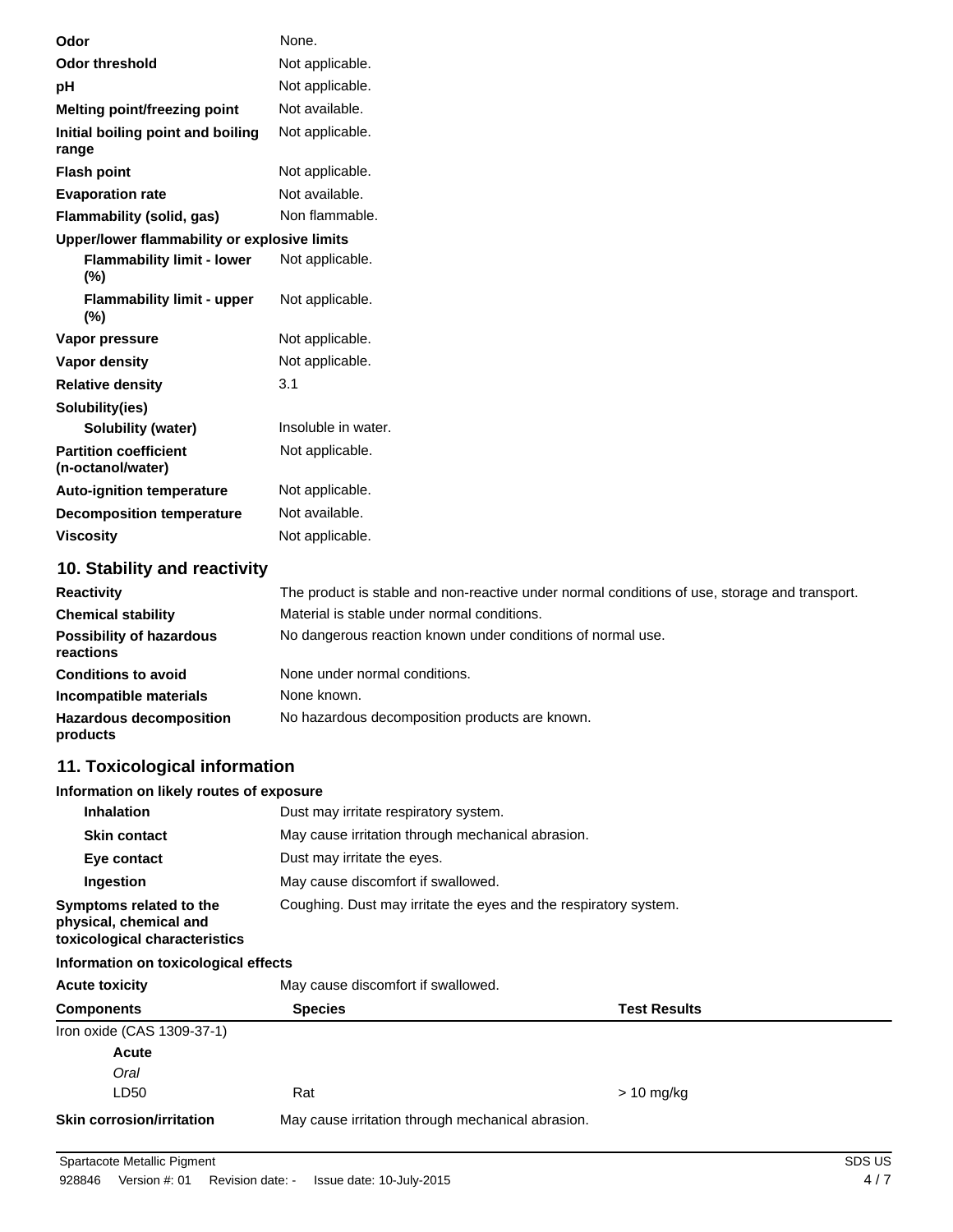| | |
|---|---|
| **Odor** | None. |
| **Odor threshold** | Not applicable. |
| **pH** | Not applicable. |
| **Melting point/freezing point** | Not available. |
| **Initial boiling point and boiling range** | Not applicable. |
| **Flash point** | Not applicable. |
| **Evaporation rate** | Not available. |
| **Flammability (solid, gas)** | Non flammable. |
| **Upper/lower flammability or explosive limits** | |
| **Flammability limit - lower (%)** | Not applicable. |
| **Flammability limit - upper (%)** | Not applicable. |
| **Vapor pressure** | Not applicable. |
| **Vapor density** | Not applicable. |
| **Relative density** | 3.1 |
| **Solubility(ies)** | |
| **Solubility (water)** | Insoluble in water. |
| **Partition coefficient (n-octanol/water)** | Not applicable. |
| **Auto-ignition temperature** | Not applicable. |
| **Decomposition temperature** | Not available. |
| **Viscosity** | Not applicable. |

## 10. Stability and reactivity

| | |
|---|---|
| **Reactivity** | The product is stable and non-reactive under normal conditions of use, storage and transport. |
| **Chemical stability** | Material is stable under normal conditions. |
| **Possibility of hazardous reactions** | No dangerous reaction known under conditions of normal use. |
| **Conditions to avoid** | None under normal conditions. |
| **Incompatible materials** | None known. |
| **Hazardous decomposition products** | No hazardous decomposition products are known. |

## 11. Toxicological information

**Information on likely routes of exposure**

| | |
|---|---|
| **Inhalation** | Dust may irritate respiratory system. |
| **Skin contact** | May cause irritation through mechanical abrasion. |
| **Eye contact** | Dust may irritate the eyes. |
| **Ingestion** | May cause discomfort if swallowed. |
| **Symptoms related to the physical, chemical and toxicological characteristics** | Coughing. Dust may irritate the eyes and the respiratory system. |

**Information on toxicological effects**

**Acute toxicity** May cause discomfort if swallowed.

| Components | Species | Test Results |
|---|---|---|
| Iron oxide (CAS 1309-37-1) | | |
| **Acute** | | |
| *Oral* | | |
| LD50 | Rat | > 10 mg/kg |

**Skin corrosion/irritation** May cause irritation through mechanical abrasion.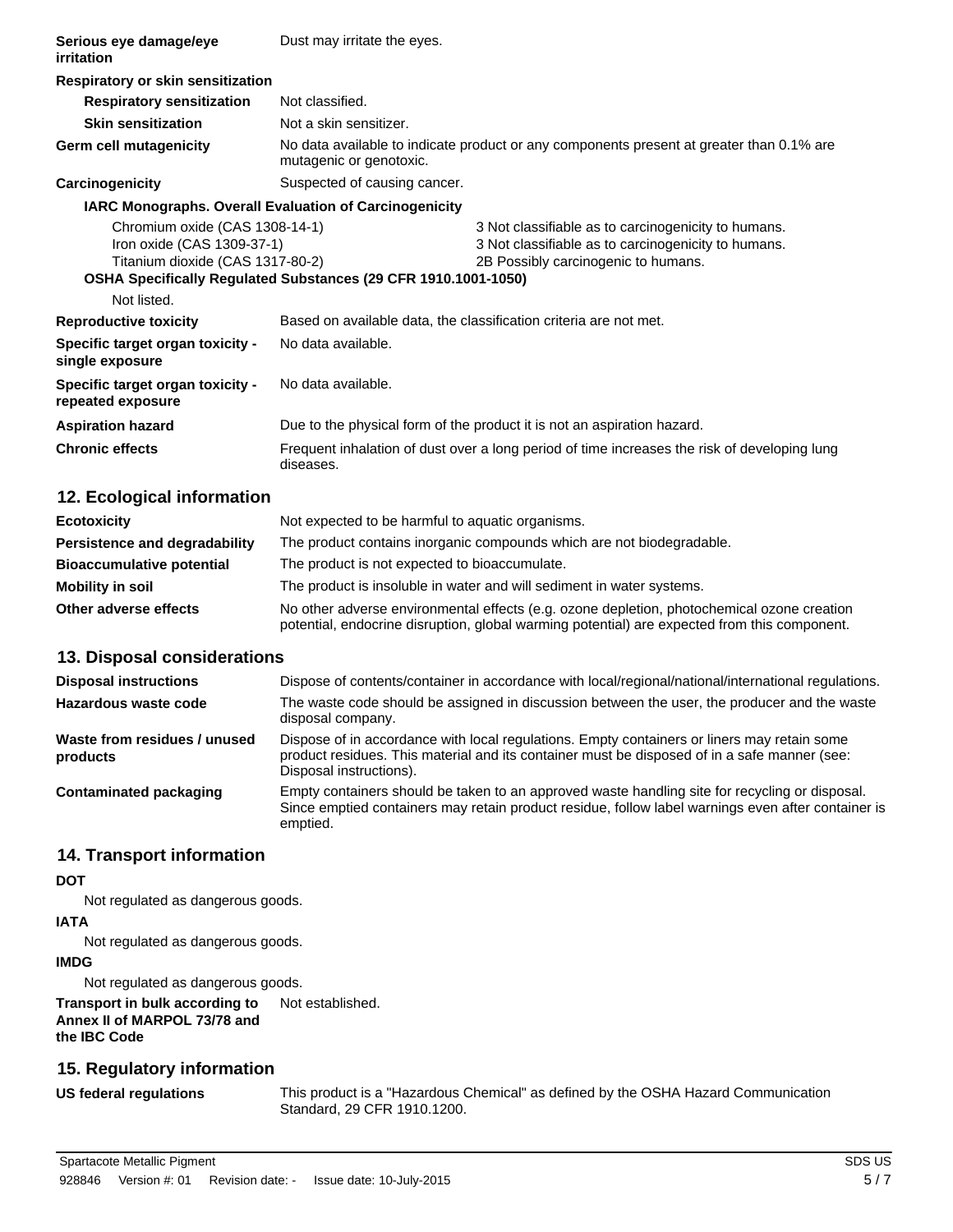**Serious eye damage/eye irritation** Dust may irritate the eyes.

**Respiratory or skin sensitization**

**Respiratory sensitization** Not classified.

**Skin sensitization** Not a skin sensitizer.

**Germ cell mutagenicity** No data available to indicate product or any components present at greater than 0.1% are mutagenic or genotoxic.

**Carcinogenicity** Suspected of causing cancer.

**IARC Monographs. Overall Evaluation of Carcinogenicity**

| | |
|---|---|
| Chromium oxide (CAS 1308-14-1) | 3 Not classifiable as to carcinogenicity to humans. |
| Iron oxide (CAS 1309-37-1) | 3 Not classifiable as to carcinogenicity to humans. |
| Titanium dioxide (CAS 1317-80-2) | 2B Possibly carcinogenic to humans. |

**OSHA Specifically Regulated Substances (29 CFR 1910.1001-1050)**

Not listed.

**Reproductive toxicity** Based on available data, the classification criteria are not met.

**Specific target organ toxicity - single exposure** No data available.

**Specific target organ toxicity - repeated exposure** No data available.

**Aspiration hazard** Due to the physical form of the product it is not an aspiration hazard.

**Chronic effects** Frequent inhalation of dust over a long period of time increases the risk of developing lung diseases.

## 12. Ecological information

**Ecotoxicity** Not expected to be harmful to aquatic organisms.

**Persistence and degradability** The product contains inorganic compounds which are not biodegradable.

**Bioaccumulative potential** The product is not expected to bioaccumulate.

**Mobility in soil** The product is insoluble in water and will sediment in water systems.

**Other adverse effects** No other adverse environmental effects (e.g. ozone depletion, photochemical ozone creation potential, endocrine disruption, global warming potential) are expected from this component.

## 13. Disposal considerations

**Disposal instructions** Dispose of contents/container in accordance with local/regional/national/international regulations.

**Hazardous waste code** The waste code should be assigned in discussion between the user, the producer and the waste disposal company.

**Waste from residues / unused products** Dispose of in accordance with local regulations. Empty containers or liners may retain some product residues. This material and its container must be disposed of in a safe manner (see: Disposal instructions).

**Contaminated packaging** Empty containers should be taken to an approved waste handling site for recycling or disposal. Since emptied containers may retain product residue, follow label warnings even after container is emptied.

## 14. Transport information

**DOT**

Not regulated as dangerous goods.

**IATA**

Not regulated as dangerous goods.

**IMDG**

Not regulated as dangerous goods.

**Transport in bulk according to Annex II of MARPOL 73/78 and the IBC Code** Not established.

## 15. Regulatory information

**US federal regulations** This product is a "Hazardous Chemical" as defined by the OSHA Hazard Communication Standard, 29 CFR 1910.1200.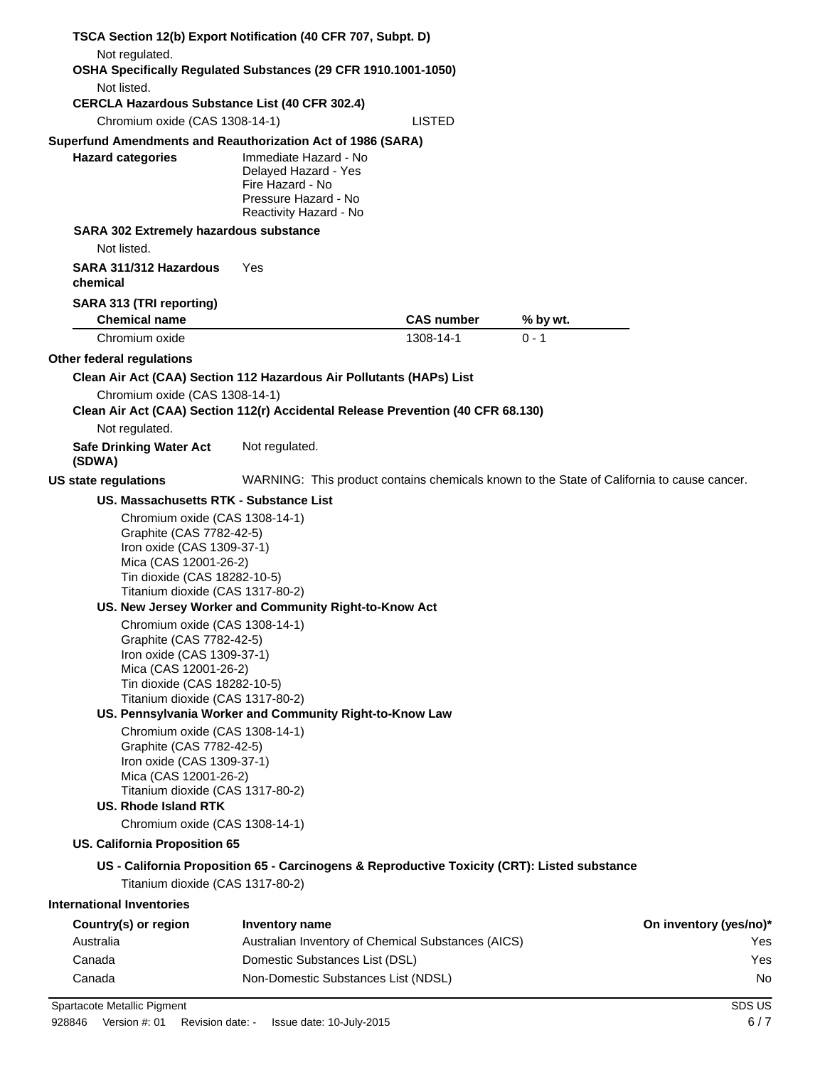**TSCA Section 12(b) Export Notification (40 CFR 707, Subpt. D)**

Not regulated.

**OSHA Specifically Regulated Substances (29 CFR 1910.1001-1050)**

Not listed.

**CERCLA Hazardous Substance List (40 CFR 302.4)**

Chromium oxide (CAS 1308-14-1) LISTED

**Superfund Amendments and Reauthorization Act of 1986 (SARA)**

**Hazard categories**

Immediate Hazard - No
Delayed Hazard - Yes
Fire Hazard - No
Pressure Hazard - No
Reactivity Hazard - No

**SARA 302 Extremely hazardous substance**

Not listed.

**SARA 311/312 Hazardous chemical** Yes

**SARA 313 (TRI reporting)**

| Chemical name | CAS number | % by wt. |
|---|---|---|
| Chromium oxide | 1308-14-1 | 0 - 1 |

**Other federal regulations**

**Clean Air Act (CAA) Section 112 Hazardous Air Pollutants (HAPs) List**

Chromium oxide (CAS 1308-14-1)

**Clean Air Act (CAA) Section 112(r) Accidental Release Prevention (40 CFR 68.130)**

Not regulated.

**Safe Drinking Water Act (SDWA)** Not regulated.

**US state regulations** WARNING: This product contains chemicals known to the State of California to cause cancer.

**US. Massachusetts RTK - Substance List**

Chromium oxide (CAS 1308-14-1)
Graphite (CAS 7782-42-5)
Iron oxide (CAS 1309-37-1)
Mica (CAS 12001-26-2)
Tin dioxide (CAS 18282-10-5)
Titanium dioxide (CAS 1317-80-2)

**US. New Jersey Worker and Community Right-to-Know Act**

Chromium oxide (CAS 1308-14-1)
Graphite (CAS 7782-42-5)
Iron oxide (CAS 1309-37-1)
Mica (CAS 12001-26-2)
Tin dioxide (CAS 18282-10-5)
Titanium dioxide (CAS 1317-80-2)

**US. Pennsylvania Worker and Community Right-to-Know Law**

Chromium oxide (CAS 1308-14-1)
Graphite (CAS 7782-42-5)
Iron oxide (CAS 1309-37-1)
Mica (CAS 12001-26-2)
Titanium dioxide (CAS 1317-80-2)

**US. Rhode Island RTK**

Chromium oxide (CAS 1308-14-1)

**US. California Proposition 65**

**US - California Proposition 65 - Carcinogens & Reproductive Toxicity (CRT): Listed substance**

Titanium dioxide (CAS 1317-80-2)

**International Inventories**

| Country(s) or region | Inventory name | On inventory (yes/no)* |
|---|---|---|
| Australia | Australian Inventory of Chemical Substances (AICS) | Yes |
| Canada | Domestic Substances List (DSL) | Yes |
| Canada | Non-Domestic Substances List (NDSL) | No |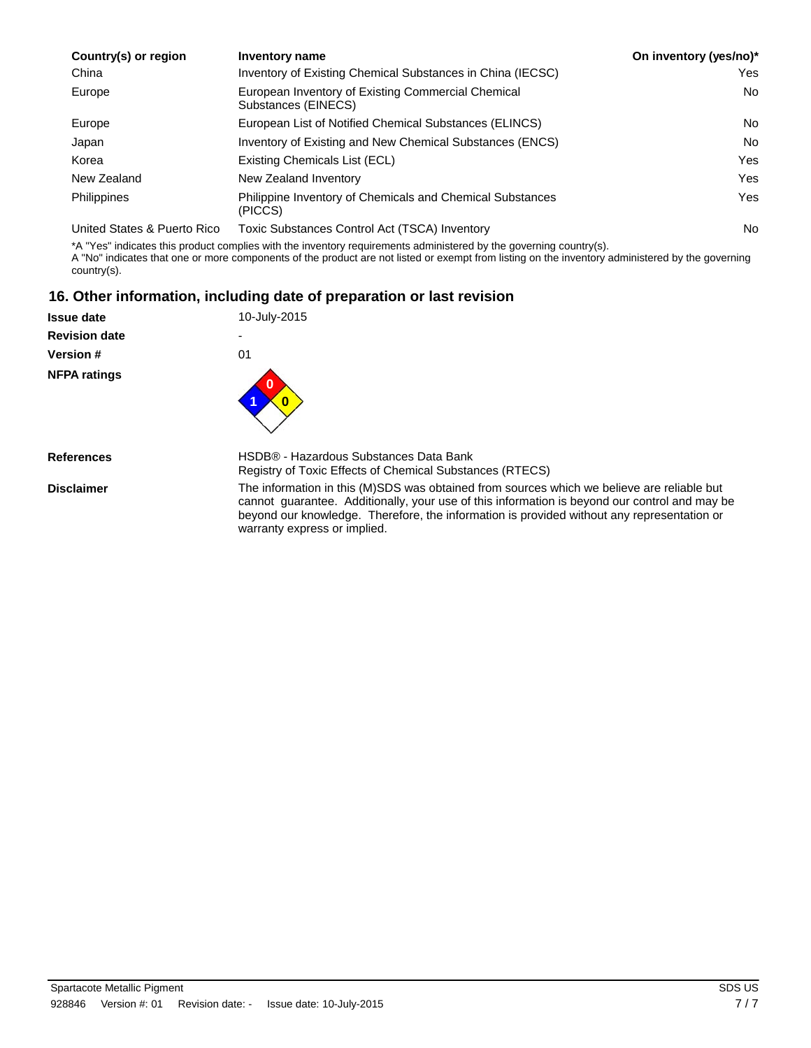| Country(s) or region | Inventory name | On inventory (yes/no)* |
| --- | --- | --- |
| China | Inventory of Existing Chemical Substances in China (IECSC) | Yes |
| Europe | European Inventory of Existing Commercial Chemical Substances (EINECS) | No |
| Europe | European List of Notified Chemical Substances (ELINCS) | No |
| Japan | Inventory of Existing and New Chemical Substances (ENCS) | No |
| Korea | Existing Chemicals List (ECL) | Yes |
| New Zealand | New Zealand Inventory | Yes |
| Philippines | Philippine Inventory of Chemicals and Chemical Substances (PICCS) | Yes |
| United States & Puerto Rico | Toxic Substances Control Act (TSCA) Inventory | No |

*A "Yes" indicates this product complies with the inventory requirements administered by the governing country(s).
A "No" indicates that one or more components of the product are not listed or exempt from listing on the inventory administered by the governing country(s).

## 16. Other information, including date of preparation or last revision

**Issue date** 10-July-2015

**Revision date** -

**Version #** 01

**NFPA ratings**

0
1 0

**References** HSDB® - Hazardous Substances Data Bank
Registry of Toxic Effects of Chemical Substances (RTECS)

**Disclaimer** The information in this (M)SDS was obtained from sources which we believe are reliable but cannot guarantee. Additionally, your use of this information is beyond our control and may be beyond our knowledge. Therefore, the information is provided without any representation or warranty express or implied.